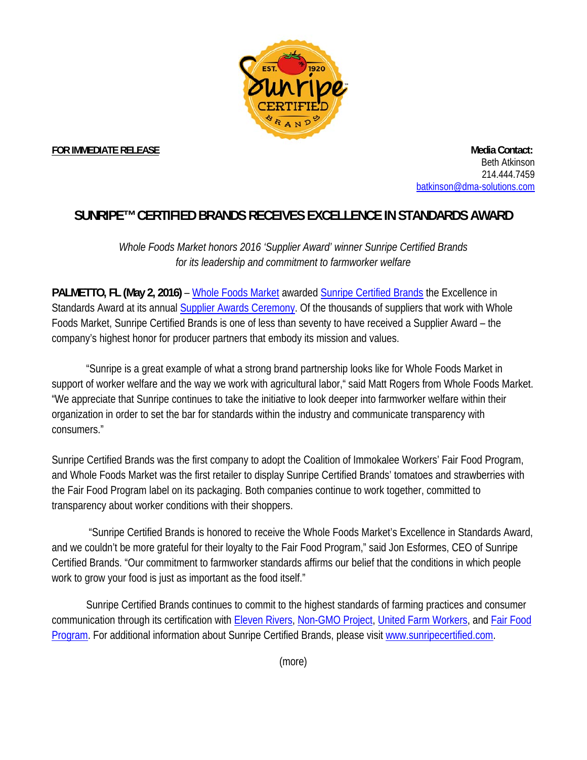**FOR IMMEDIATE RELEASE**

**Media Contact:**
Beth Atkinson
214.444.7459
batkinson@dma-solutions.com

# SUNRIPE™ CERTIFIED BRANDS RECEIVES EXCELLENCE IN STANDARDS AWARD

*Whole Foods Market honors 2016 'Supplier Award' winner Sunripe Certified Brands for its leadership and commitment to farmworker welfare*

**PALMETTO, FL (May 2, 2016)** – Whole Foods Market awarded Sunripe Certified Brands the Excellence in Standards Award at its annual Supplier Awards Ceremony. Of the thousands of suppliers that work with Whole Foods Market, Sunripe Certified Brands is one of less than seventy to have received a Supplier Award – the company's highest honor for producer partners that embody its mission and values.

"Sunripe is a great example of what a strong brand partnership looks like for Whole Foods Market in support of worker welfare and the way we work with agricultural labor," said Matt Rogers from Whole Foods Market. "We appreciate that Sunripe continues to take the initiative to look deeper into farmworker welfare within their organization in order to set the bar for standards within the industry and communicate transparency with consumers."

Sunripe Certified Brands was the first company to adopt the Coalition of Immokalee Workers' Fair Food Program, and Whole Foods Market was the first retailer to display Sunripe Certified Brands' tomatoes and strawberries with the Fair Food Program label on its packaging. Both companies continue to work together, committed to transparency about worker conditions with their shoppers.

"Sunripe Certified Brands is honored to receive the Whole Foods Market's Excellence in Standards Award, and we couldn't be more grateful for their loyalty to the Fair Food Program," said Jon Esformes, CEO of Sunripe Certified Brands. "Our commitment to farmworker standards affirms our belief that the conditions in which people work to grow your food is just as important as the food itself."

Sunripe Certified Brands continues to commit to the highest standards of farming practices and consumer communication through its certification with Eleven Rivers, Non-GMO Project, United Farm Workers, and Fair Food Program. For additional information about Sunripe Certified Brands, please visit www.sunripecertified.com.

(more)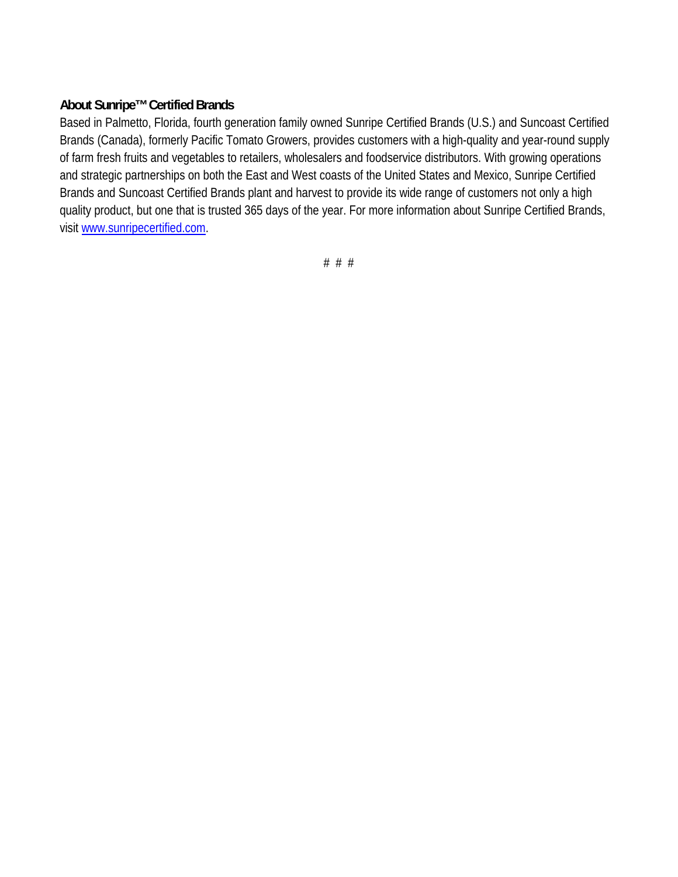**About Sunripe™ Certified Brands**

Based in Palmetto, Florida, fourth generation family owned Sunripe Certified Brands (U.S.) and Suncoast Certified Brands (Canada), formerly Pacific Tomato Growers, provides customers with a high-quality and year-round supply of farm fresh fruits and vegetables to retailers, wholesalers and foodservice distributors. With growing operations and strategic partnerships on both the East and West coasts of the United States and Mexico, Sunripe Certified Brands and Suncoast Certified Brands plant and harvest to provide its wide range of customers not only a high quality product, but one that is trusted 365 days of the year. For more information about Sunripe Certified Brands, visit www.sunripecertified.com.

# # #